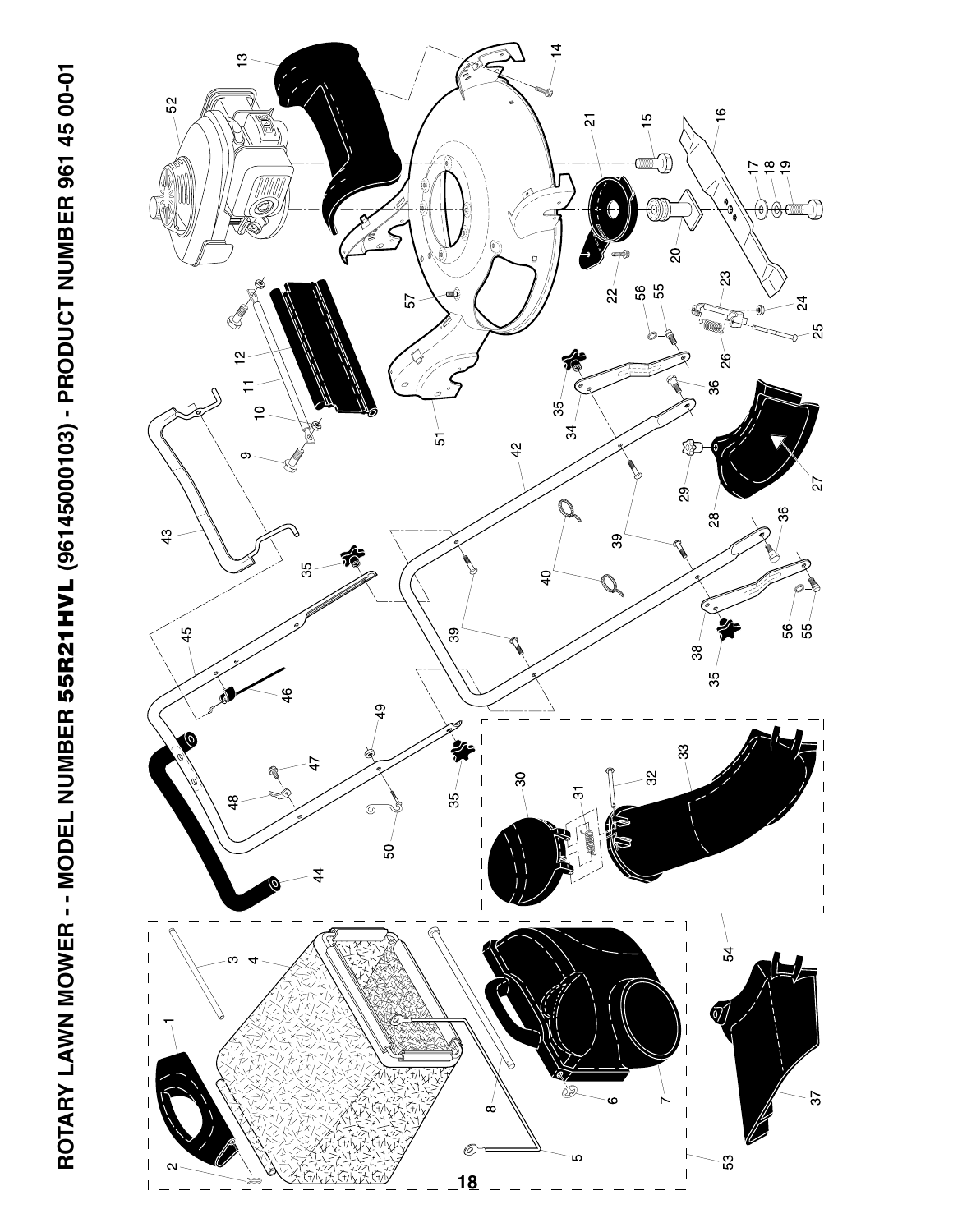# ROTARY LAWN MOWER - - MODEL NUMBER 55R21HVL (96145000103) - PRODUCT NUMBER 961 45 00-01

1 2 3 4 5 6 7 8 9 10 11 12 13 14 15 16 17 18 19 20 21 22 23 24 25 26 27 28 29 30 31 32 33 34 35 36 37 38 39 40 42 43 44 45 46 47 48 49 50 51 52 53 54 55 56 57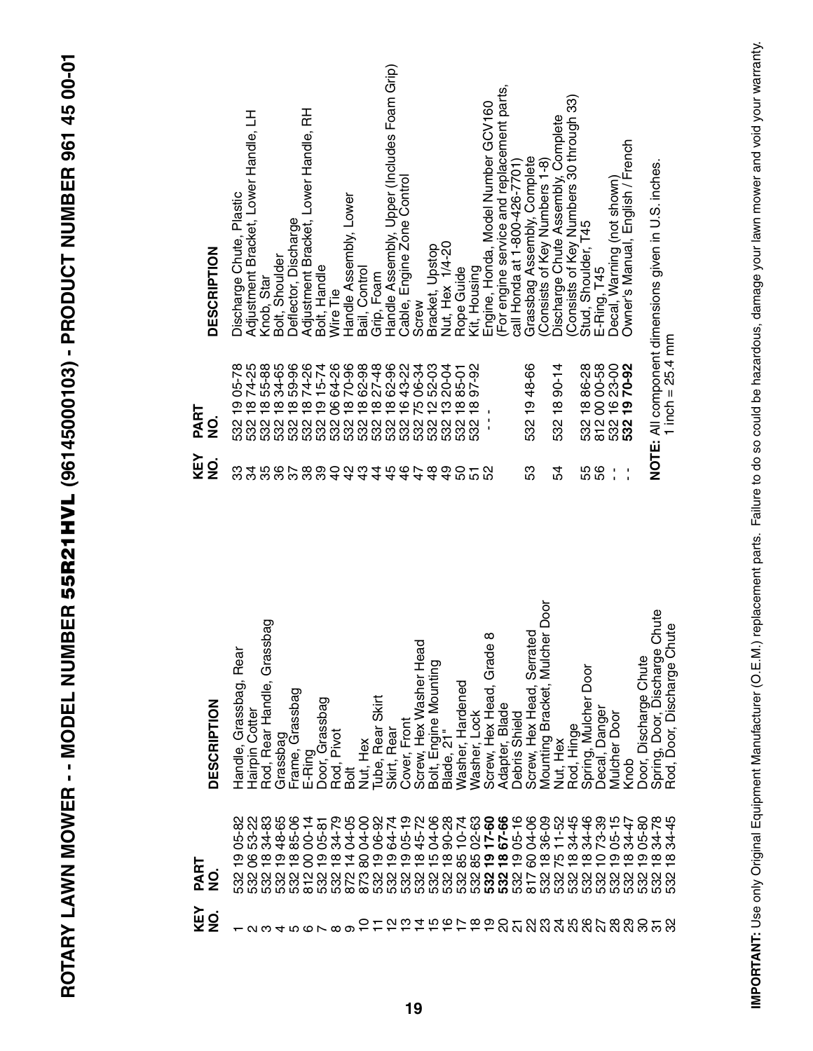# ROTARY LAWN MOWER - - MODEL NUMBER 55R21HVL (96145000103) - PRODUCT NUMBER 961 45 00-01

| KEY NO. | PART NO. | DESCRIPTION |
|---|---|---|
| 1 | 532 19 05-82 | Handle, Grassbag, Rear |
| 2 | 532 06 53-22 | Hairpin Cotter |
| 3 | 532 18 34-83 | Rod, Rear Handle, Grassbag |
| 4 | 532 19 48-65 | Grassbag |
| 5 | 532 18 85-06 | Frame, Grassbag |
| 6 | 812 00 00-14 | E-Ring |
| 7 | 532 19 05-81 | Door, Grassbag |
| 8 | 532 18 34-79 | Rod, Pivot |
| 9 | 872 14 04-05 | Bolt |
| 10 | 873 80 04-00 | Nut, Hex |
| 11 | 532 19 06-92 | Tube, Rear Skirt |
| 12 | 532 19 64-74 | Skirt, Rear |
| 13 | 532 19 05-19 | Cover, Front |
| 14 | 532 18 45-72 | Screw, Hex Washer Head |
| 15 | 532 15 04-06 | Bolt, Engine Mounting |
| 16 | 532 18 90-28 | Blade, 21" |
| 17 | 532 85 10-74 | Washer, Hardened |
| 18 | 532 85 02-63 | Washer, Lock |
| 19 | **532 19 17-60** | Screw, Hex Head, Grade 8 |
| 20 | **532 18 67-66** | Adapter, Blade |
| 21 | 532 19 05-16 | Debris Shield |
| 22 | 817 60 04-06 | Screw, Hex Head, Serrated |
| 23 | 532 18 36-09 | Mounting Bracket, Mulcher Door |
| 24 | 532 75 11-52 | Nut, Hex |
| 25 | 532 18 34-45 | Rod, Hinge |
| 26 | 532 18 34-46 | Spring, Mulcher Door |
| 27 | 532 10 73-39 | Decal, Danger |
| 28 | 532 19 05-15 | Mulcher Door |
| 29 | 532 18 34-47 | Knob |
| 30 | 532 19 05-80 | Door, Discharge Chute |
| 31 | 532 18 34-78 | Spring, Door, Discharge Chute |
| 32 | 532 18 34-45 | Rod, Door, Discharge Chute |
| 33 | 532 19 05-78 | Discharge Chute, Plastic |
| 34 | 532 18 74-25 | Adjustment Bracket, Lower Handle, LH |
| 35 | 532 18 55-88 | Knob, Star |
| 36 | 532 18 34-65 | Bolt, Shoulder |
| 37 | 532 18 59-96 | Deflector, Discharge |
| 38 | 532 18 74-26 | Adjustment Bracket, Lower Handle, RH |
| 39 | 532 19 15-74 | Bolt, Handle |
| 40 | 532 06 64-26 | Wire Tie |
| 42 | 532 18 70-96 | Handle Assembly, Lower |
| 43 | 532 18 62-98 | Bail, Control |
| 44 | 532 18 27-48 | Grip, Foam |
| 45 | 532 18 62-96 | Handle Assembly, Upper (Includes Foam Grip) |
| 46 | 532 16 43-22 | Cable, Engine Zone Control |
| 47 | 532 75 06-34 | Screw |
| 48 | 532 12 52-03 | Bracket, Upstop |
| 49 | 532 13 20-04 | Nut, Hex 1/4-20 |
| 50 | 532 18 85-01 | Rope Guide |
| 51 | 532 18 97-92 | Kit, Housing |
| 52 | - - - | Engine, Honda, Model Number GCV160 (For engine service and replacement parts, call Honda at 1-800-426-7701) |
| 53 | 532 19 48-66 | Grassbag Assembly, Complete (Consists of Key Numbers 1-8) |
| 54 | 532 18 90-14 | Discharge Chute Assembly, Complete (Consists of Key Numbers 30 through 33) |
| 55 | 532 18 86-28 | Stud, Shoulder, T45 |
| 56 | 812 00 00-58 | E-Ring, T45 |
| - - | 532 16 23-00 | Decal, Warning (not shown) |
| - - | **532 19 70-92** | Owner's Manual, English / French |

**NOTE:** All component dimensions given in U.S. inches.
1 inch = 25.4 mm

**IMPORTANT:** Use only Original Equipment Manufacturer (O.E.M.) replacement parts. Failure to do so could be hazardous, damage your lawn mower and void your warranty.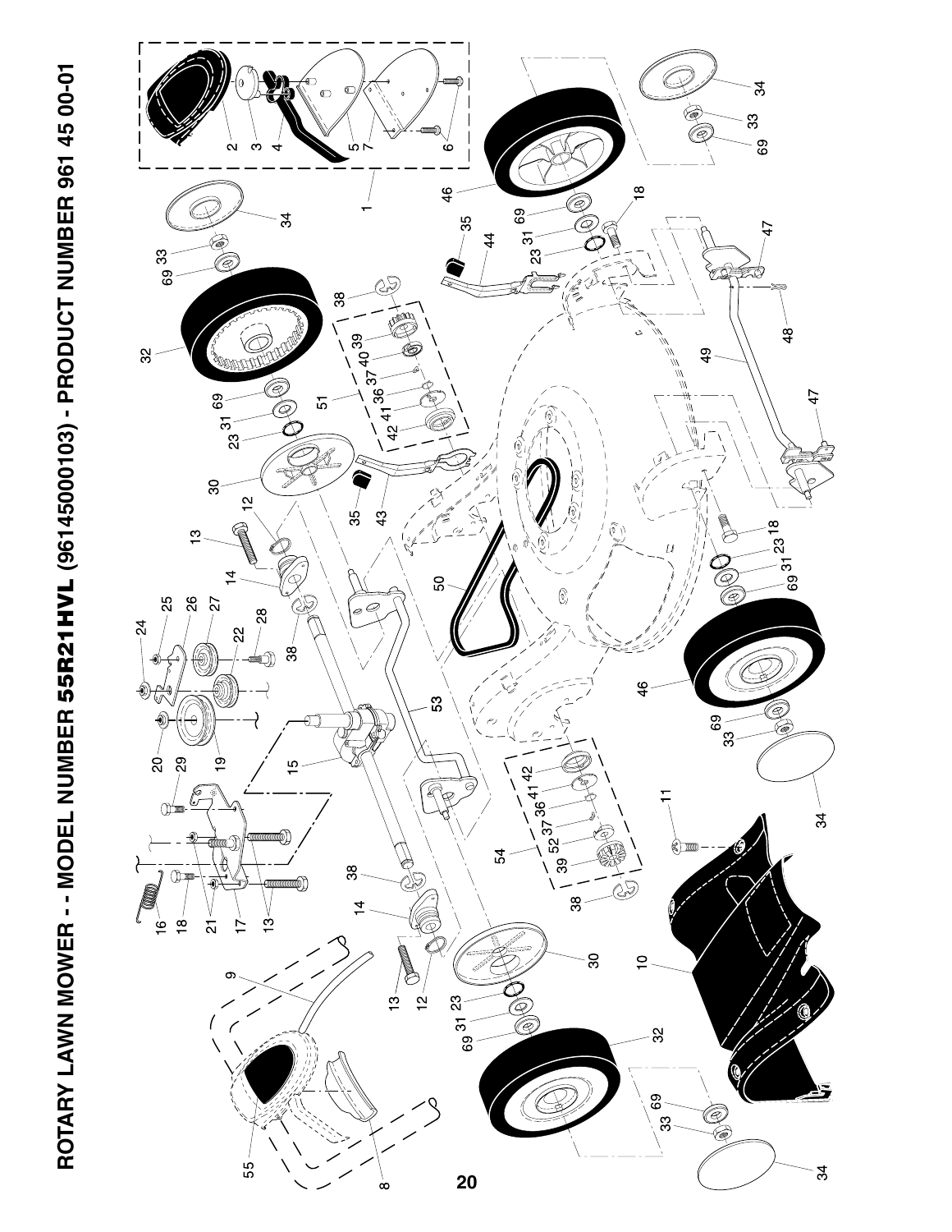# ROTARY LAWN MOWER - - MODEL NUMBER 55R21HVL (96145000103) - PRODUCT NUMBER 961 45 00-01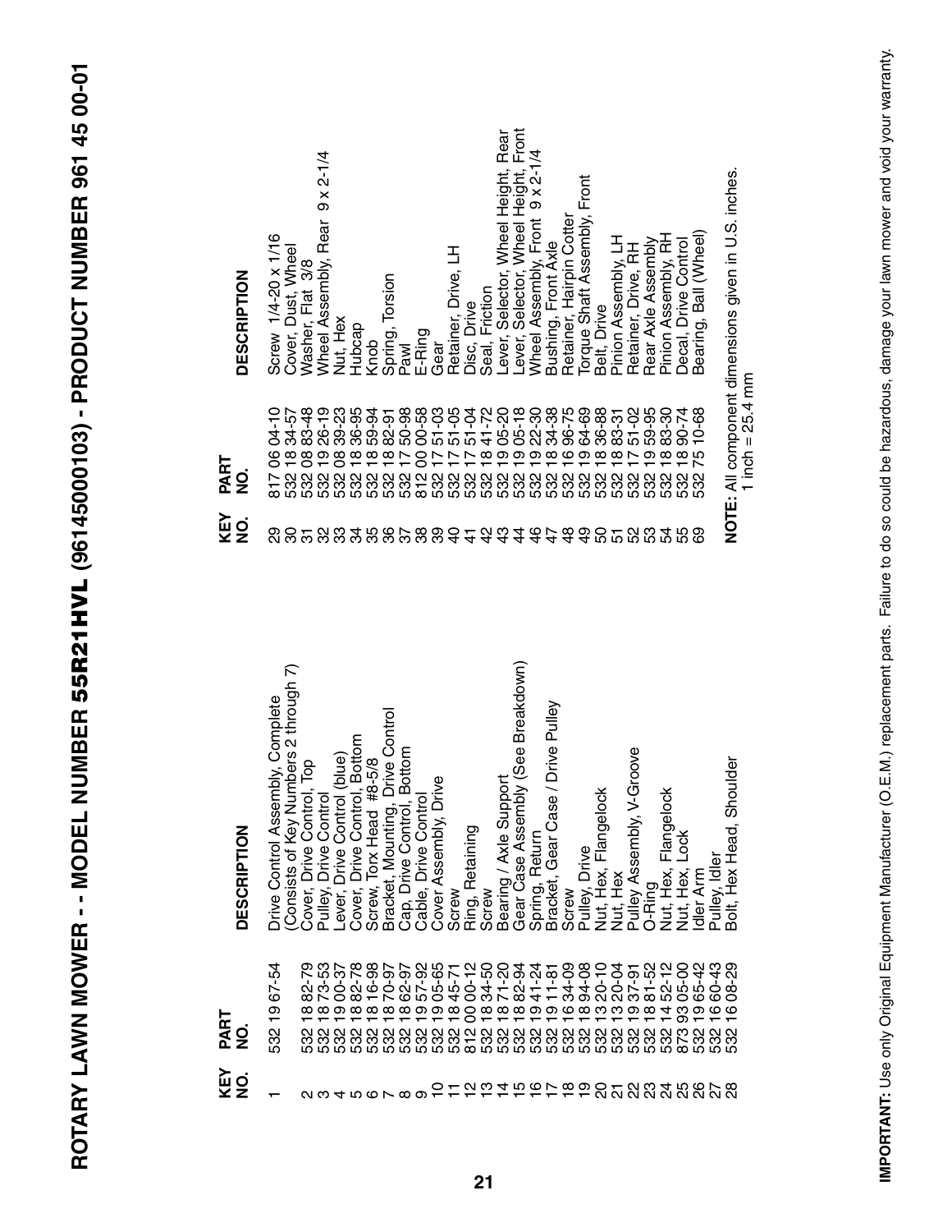# ROTARY LAWN MOWER - - MODEL NUMBER 55R21HVL (96145000103) - PRODUCT NUMBER 961 45 00-01

| KEY NO. | PART NO. | DESCRIPTION |
|---|---|---|
| 1 | 532 19 67-54 | Drive Control Assembly, Complete (Consists of Key Numbers 2 through 7) |
| 2 | 532 18 82-79 | Cover, Drive Control, Top |
| 3 | 532 18 73-53 | Pulley, Drive Control |
| 4 | 532 19 00-37 | Lever, Drive Control (blue) |
| 5 | 532 18 82-78 | Cover, Drive Control, Bottom |
| 6 | 532 18 16-98 | Screw, Torx Head #8-5/8 |
| 7 | 532 18 70-97 | Bracket, Mounting, Drive Control |
| 8 | 532 18 62-97 | Cap, Drive Control, Bottom |
| 9 | 532 19 57-92 | Cable, Drive Control |
| 10 | 532 19 05-65 | Cover Assembly, Drive |
| 11 | 532 18 45-71 | Screw |
| 12 | 812 00 00-12 | Ring, Retaining |
| 13 | 532 18 34-50 | Screw |
| 14 | 532 18 71-20 | Bearing / Axle Support |
| 15 | 532 18 82-94 | Gear Case Assembly (See Breakdown) |
| 16 | 532 19 41-24 | Spring, Return |
| 17 | 532 19 11-81 | Bracket, Gear Case / Drive Pulley |
| 18 | 532 16 34-09 | Screw |
| 19 | 532 18 94-08 | Pulley, Drive |
| 20 | 532 13 20-10 | Nut, Hex, Flangelock |
| 21 | 532 13 20-04 | Nut, Hex |
| 22 | 532 19 37-91 | Pulley Assembly, V-Groove |
| 23 | 532 18 81-52 | O-Ring |
| 24 | 532 14 52-12 | Nut, Hex, Flangelock |
| 25 | 873 93 05-00 | Nut, Hex, Lock |
| 26 | 532 19 65-42 | Idler Arm |
| 27 | 532 16 60-43 | Pulley, Idler |
| 28 | 532 16 08-29 | Bolt, Hex Head, Shoulder |
| 29 | 817 06 04-10 | Screw 1/4-20 x 1/16 |
| 30 | 532 18 34-57 | Cover, Dust, Wheel |
| 31 | 532 08 83-48 | Washer, Flat 3/8 |
| 32 | 532 19 26-19 | Wheel Assembly, Rear 9 x 2-1/4 |
| 33 | 532 08 39-23 | Nut, Hex |
| 34 | 532 18 36-95 | Hubcap |
| 35 | 532 18 59-94 | Knob |
| 36 | 532 18 82-91 | Spring, Torsion |
| 37 | 532 17 50-98 | Pawl |
| 38 | 812 00 00-58 | E-Ring |
| 39 | 532 17 51-03 | Gear |
| 40 | 532 17 51-05 | Retainer, Drive, LH |
| 41 | 532 17 51-04 | Disc, Drive |
| 42 | 532 18 41-72 | Seal, Friction |
| 43 | 532 19 05-20 | Lever, Selector, Wheel Height, Rear |
| 44 | 532 19 05-18 | Lever, Selector, Wheel Height, Front |
| 46 | 532 19 22-30 | Wheel Assembly, Front 9 x 2-1/4 |
| 47 | 532 18 34-38 | Bushing, Front Axle |
| 48 | 532 16 96-75 | Retainer, Hairpin Cotter |
| 49 | 532 19 64-69 | Torque Shaft Assembly, Front |
| 50 | 532 18 36-88 | Belt, Drive |
| 51 | 532 18 83-31 | Pinion Assembly, LH |
| 52 | 532 17 51-02 | Retainer, Drive, RH |
| 53 | 532 19 59-95 | Rear Axle Assembly |
| 54 | 532 18 83-30 | Pinion Assembly, RH |
| 55 | 532 18 90-74 | Decal, Drive Control |
| 69 | 532 75 10-68 | Bearing, Ball (Wheel) |

**NOTE:** All component dimensions given in U.S. inches.
1 inch = 25.4 mm

**IMPORTANT:** Use only Original Equipment Manufacturer (O.E.M.) replacement parts. Failure to do so could be hazardous, damage your lawn mower and void your warranty.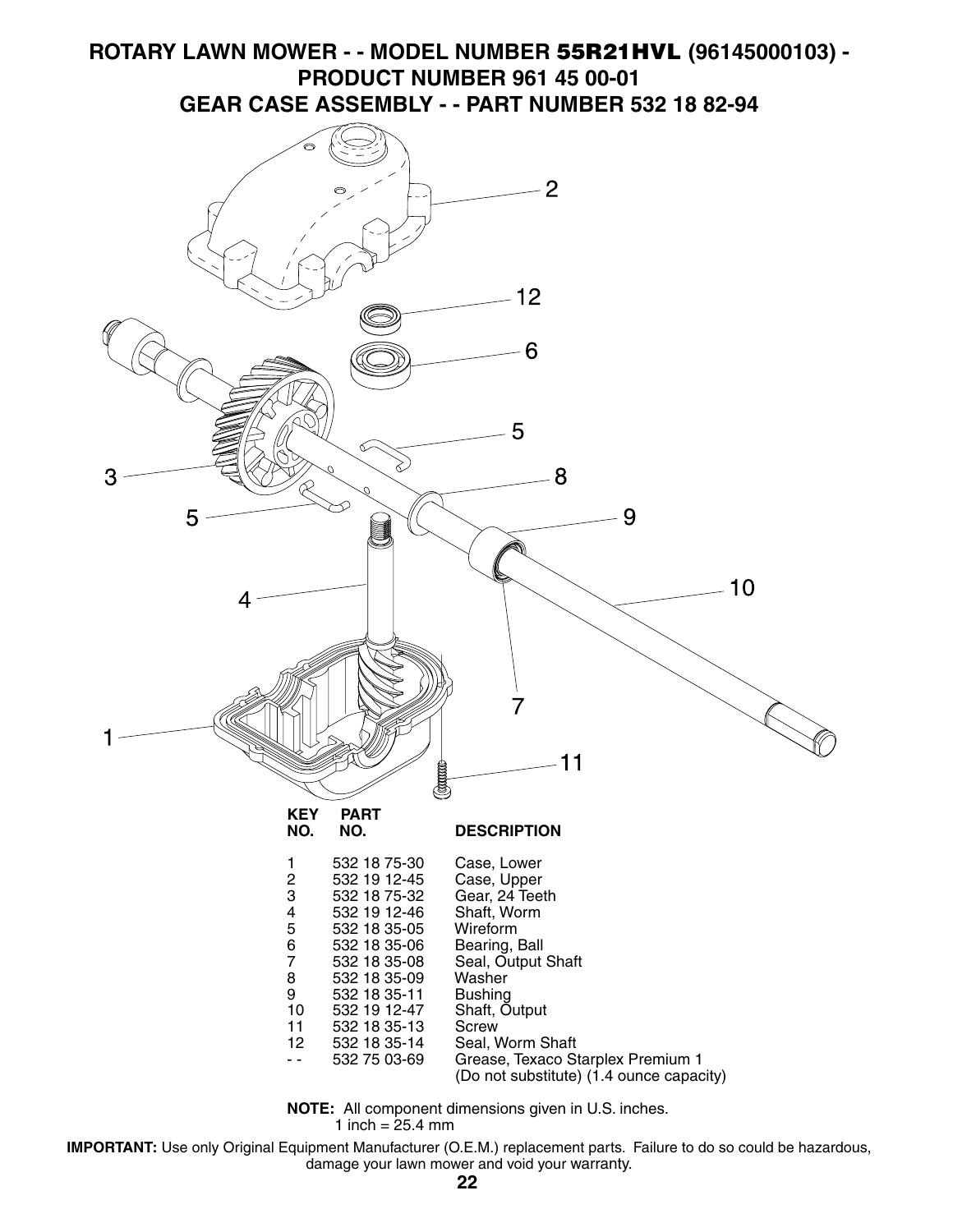# ROTARY LAWN MOWER - - MODEL NUMBER 55R21HVL (96145000103) - PRODUCT NUMBER 961 45 00-01

## GEAR CASE ASSEMBLY - - PART NUMBER 532 18 82-94

2

12

6

5

3

8

5

9

4

10

7

1

11

| KEY NO. | PART NO. | DESCRIPTION |
|---|---|---|
| 1 | 532 18 75-30 | Case, Lower |
| 2 | 532 19 12-45 | Case, Upper |
| 3 | 532 18 75-32 | Gear, 24 Teeth |
| 4 | 532 19 12-46 | Shaft, Worm |
| 5 | 532 18 35-05 | Wireform |
| 6 | 532 18 35-06 | Bearing, Ball |
| 7 | 532 18 35-08 | Seal, Output Shaft |
| 8 | 532 18 35-09 | Washer |
| 9 | 532 18 35-11 | Bushing |
| 10 | 532 19 12-47 | Shaft, Output |
| 11 | 532 18 35-13 | Screw |
| 12 | 532 18 35-14 | Seal, Worm Shaft |
| - - | 532 75 03-69 | Grease, Texaco Starplex Premium 1 (Do not substitute) (1.4 ounce capacity) |

**NOTE:** All component dimensions given in U.S. inches.
1 inch = 25.4 mm

**IMPORTANT:** Use only Original Equipment Manufacturer (O.E.M.) replacement parts. Failure to do so could be hazardous, damage your lawn mower and void your warranty.